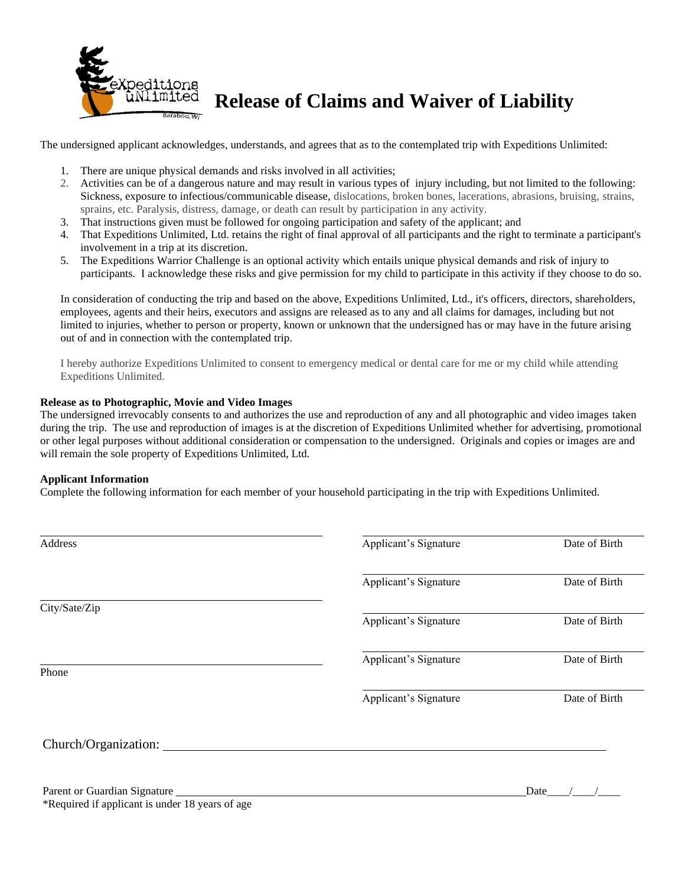# Release of Claims and Waiver of Liability

The undersigned applicant acknowledges, understands, and agrees that as to the contemplated trip with Expeditions Unlimited:

1. There are unique physical demands and risks involved in all activities;
2. Activities can be of a dangerous nature and may result in various types of injury including, but not limited to the following: Sickness, exposure to infectious/communicable disease, dislocations, broken bones, lacerations, abrasions, bruising, strains, sprains, etc. Paralysis, distress, damage, or death can result by participation in any activity.
3. That instructions given must be followed for ongoing participation and safety of the applicant; and
4. That Expeditions Unlimited, Ltd. retains the right of final approval of all participants and the right to terminate a participant's involvement in a trip at its discretion.
5. The Expeditions Warrior Challenge is an optional activity which entails unique physical demands and risk of injury to participants. I acknowledge these risks and give permission for my child to participate in this activity if they choose to do so.

In consideration of conducting the trip and based on the above, Expeditions Unlimited, Ltd., it's officers, directors, shareholders, employees, agents and their heirs, executors and assigns are released as to any and all claims for damages, including but not limited to injuries, whether to person or property, known or unknown that the undersigned has or may have in the future arising out of and in connection with the contemplated trip.

I hereby authorize Expeditions Unlimited to consent to emergency medical or dental care for me or my child while attending Expeditions Unlimited.

**Release as to Photographic, Movie and Video Images**

The undersigned irrevocably consents to and authorizes the use and reproduction of any and all photographic and video images taken during the trip. The use and reproduction of images is at the discretion of Expeditions Unlimited whether for advertising, promotional or other legal purposes without additional consideration or compensation to the undersigned. Originals and copies or images are and will remain the sole property of Expeditions Unlimited, Ltd.

**Applicant Information**

Complete the following information for each member of your household participating in the trip with Expeditions Unlimited.

| | |
|---|---|
| ______________________ Address | ______________________ Applicant's Signature Date of Birth |
| | ______________________ Applicant's Signature Date of Birth |
| ______________________ City/Sate/Zip | ______________________ Applicant's Signature Date of Birth |
| ______________________ Phone | ______________________ Applicant's Signature Date of Birth |
| | ______________________ Applicant's Signature Date of Birth |

Church/Organization: ______________________________________________

Parent or Guardian Signature ______________________________________________ Date____/____/____

*Required if applicant is under 18 years of age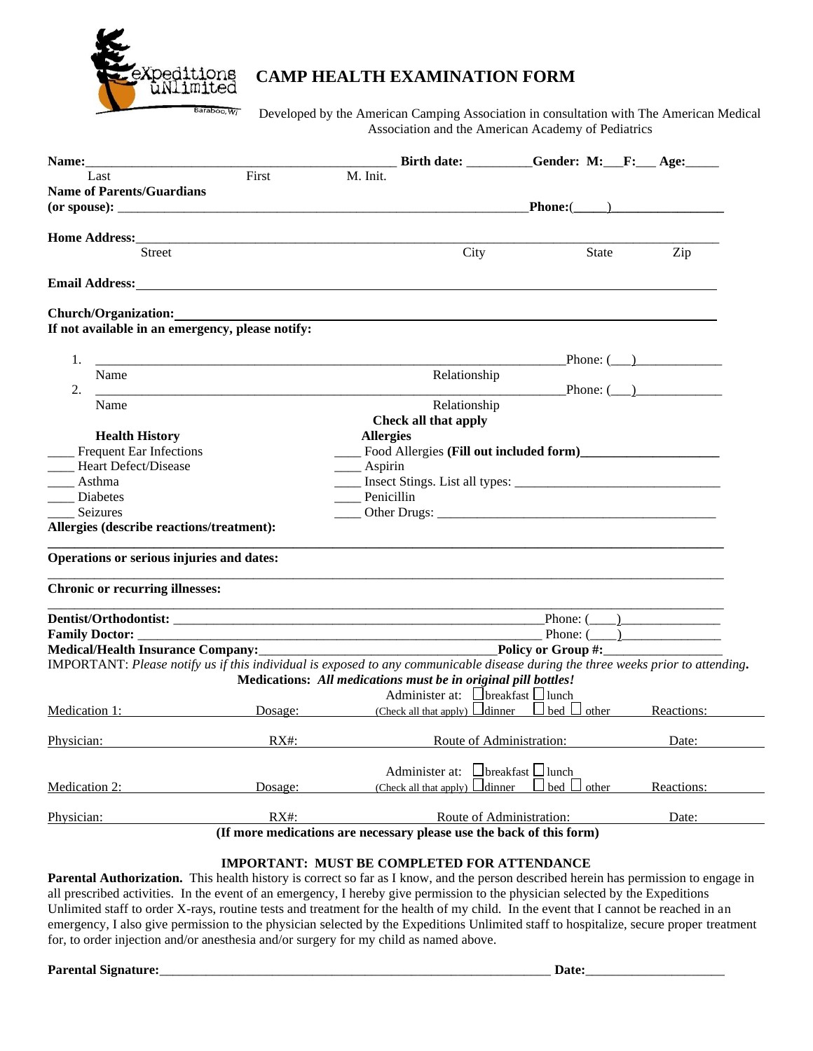eXpeditions uNlimited
Baraboo, WI

# CAMP HEALTH EXAMINATION FORM

Developed by the American Camping Association in consultation with The American Medical Association and the American Academy of Pediatrics

**Name:**_______________________________________________ **Birth date:** _________ **Gender: M:**___**F:**___ **Age:**_____
Last First M. Init.

**Name of Parents/Guardians (or spouse):** _______________________________________________ **Phone:**(_____)_________________

**Home Address:**_______________________________________________________________________________
Street City State Zip

**Email Address:**______________________________________________________________________________

**Church/Organization:**_________________________________________________________________________

**If not available in an emergency, please notify:**

1. ________________________________________________________________ Phone: (___)_____________
Name Relationship
2. ________________________________________________________________ Phone: (___)_____________
Name Relationship

**Check all that apply**

**Health History**
____ Frequent Ear Infections
____ Heart Defect/Disease
____ Asthma
____ Diabetes
____ Seizures

**Allergies**
____ Food Allergies **(Fill out included form)**____________________
____ Aspirin
____ Insect Stings. List all types: ______________________________
____ Penicillin
____ Other Drugs: ________________________________________

**Allergies (describe reactions/treatment):**
_______________________________________________________________________________________________

**Operations or serious injuries and dates:**
_______________________________________________________________________________________________

**Chronic or recurring illnesses:**
_______________________________________________________________________________________________

**Dentist/Orthodontist:** ______________________________________________________ Phone: (____)______________
**Family Doctor:** ____________________________________________________________ Phone: (____)______________
**Medical/Health Insurance Company:**__________________________________ **Policy or Group #:**________________

IMPORTANT: *Please notify us if this individual is exposed to any communicable disease during the three weeks prior to attending*.

**Medications:** ***All medications must be in original pill bottles!***

Medication 1: Dosage: Administer at: ☐ breakfast ☐ lunch (Check all that apply) ☐ dinner ☐ bed ☐ other Reactions:

Physician: RX#: Route of Administration: Date:

Medication 2: Dosage: Administer at: ☐ breakfast ☐ lunch (Check all that apply) ☐ dinner ☐ bed ☐ other Reactions:

Physician: RX#: Route of Administration: Date:

**(If more medications are necessary please use the back of this form)**

**IMPORTANT: MUST BE COMPLETED FOR ATTENDANCE**

**Parental Authorization.** This health history is correct so far as I know, and the person described herein has permission to engage in all prescribed activities. In the event of an emergency, I hereby give permission to the physician selected by the Expeditions Unlimited staff to order X-rays, routine tests and treatment for the health of my child. In the event that I cannot be reached in an emergency, I also give permission to the physician selected by the Expeditions Unlimited staff to hospitalize, secure proper treatment for, to order injection and/or anesthesia and/or surgery for my child as named above.

**Parental Signature:**____________________________________________________________ **Date:**____________________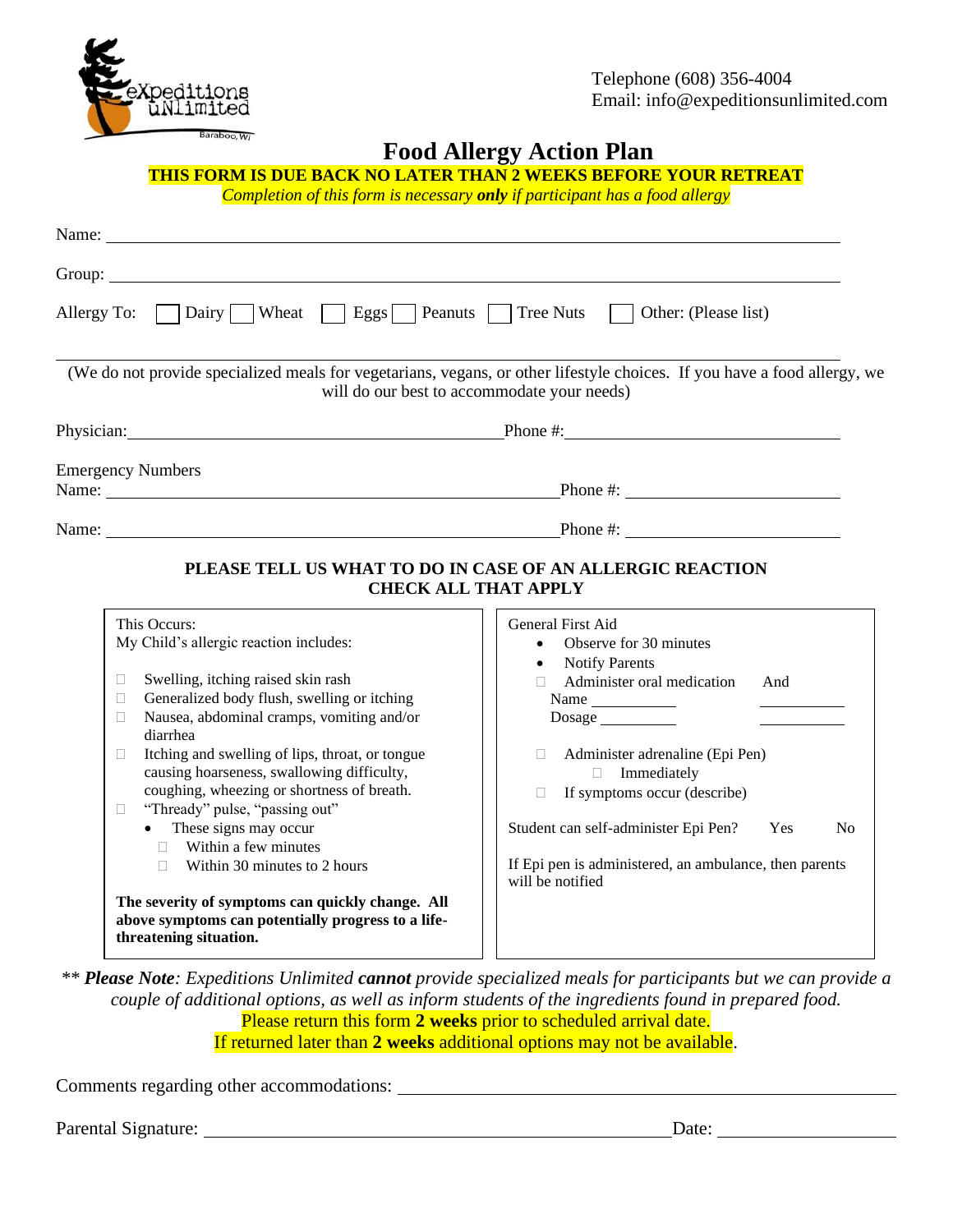Telephone (608) 356-4004
Email: info@expeditionsunlimited.com

# Food Allergy Action Plan

**THIS FORM IS DUE BACK NO LATER THAN 2 WEEKS BEFORE YOUR RETREAT**

*Completion of this form is necessary **only** if participant has a food allergy*

Name: ______________________________

Group: ______________________________

Allergy To: ☐ Dairy ☐ Wheat ☐ Eggs ☐ Peanuts ☐ Tree Nuts ☐ Other: (Please list)

______________________________

(We do not provide specialized meals for vegetarians, vegans, or other lifestyle choices. If you have a food allergy, we will do our best to accommodate your needs)

Physician: ______________________ Phone #: ______________________

Emergency Numbers

Name: ______________________ Phone #: ______________________

Name: ______________________ Phone #: ______________________

**PLEASE TELL US WHAT TO DO IN CASE OF AN ALLERGIC REACTION**
**CHECK ALL THAT APPLY**

This Occurs:
My Child's allergic reaction includes:

- ☐ Swelling, itching raised skin rash
- ☐ Generalized body flush, swelling or itching
- ☐ Nausea, abdominal cramps, vomiting and/or diarrhea
- ☐ Itching and swelling of lips, throat, or tongue causing hoarseness, swallowing difficulty, coughing, wheezing or shortness of breath.
- ☐ "Thready" pulse, "passing out"
  - These signs may occur
    - ☐ Within a few minutes
    - ☐ Within 30 minutes to 2 hours

**The severity of symptoms can quickly change. All above symptoms can potentially progress to a life-threatening situation.**

General First Aid

- Observe for 30 minutes
- Notify Parents
- ☐ Administer oral medication And
  - Name __________ __________
  - Dosage __________ __________
- ☐ Administer adrenaline (Epi Pen)
  - ☐ Immediately
- ☐ If symptoms occur (describe)

Student can self-administer Epi Pen? Yes No

If Epi pen is administered, an ambulance, then parents will be notified

*\*\* **Please Note**: Expeditions Unlimited **cannot** provide specialized meals for participants but we can provide a couple of additional options, as well as inform students of the ingredients found in prepared food.*

Please return this form **2 weeks** prior to scheduled arrival date.

If returned later than **2 weeks** additional options may not be available.

Comments regarding other accommodations: ______________________________

Parental Signature: ______________________ Date: ______________